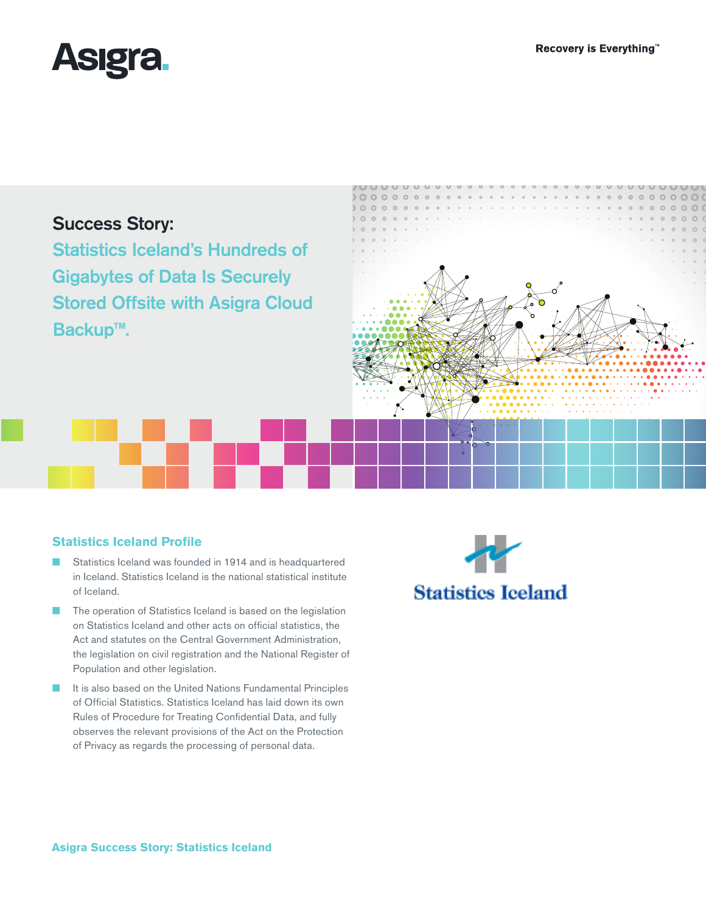Asigra.

Recovery is Everything™

# Success Story: Statistics Iceland's Hundreds of Gigabytes of Data Is Securely Stored Offsite with Asigra Cloud Backup™.

## Statistics Iceland Profile

- Statistics Iceland was founded in 1914 and is headquartered in Iceland. Statistics Iceland is the national statistical institute of Iceland.
- The operation of Statistics Iceland is based on the legislation on Statistics Iceland and other acts on official statistics, the Act and statutes on the Central Government Administration, the legislation on civil registration and the National Register of Population and other legislation.
- It is also based on the United Nations Fundamental Principles of Official Statistics. Statistics Iceland has laid down its own Rules of Procedure for Treating Confidential Data, and fully observes the relevant provisions of the Act on the Protection of Privacy as regards the processing of personal data.

Statistics Iceland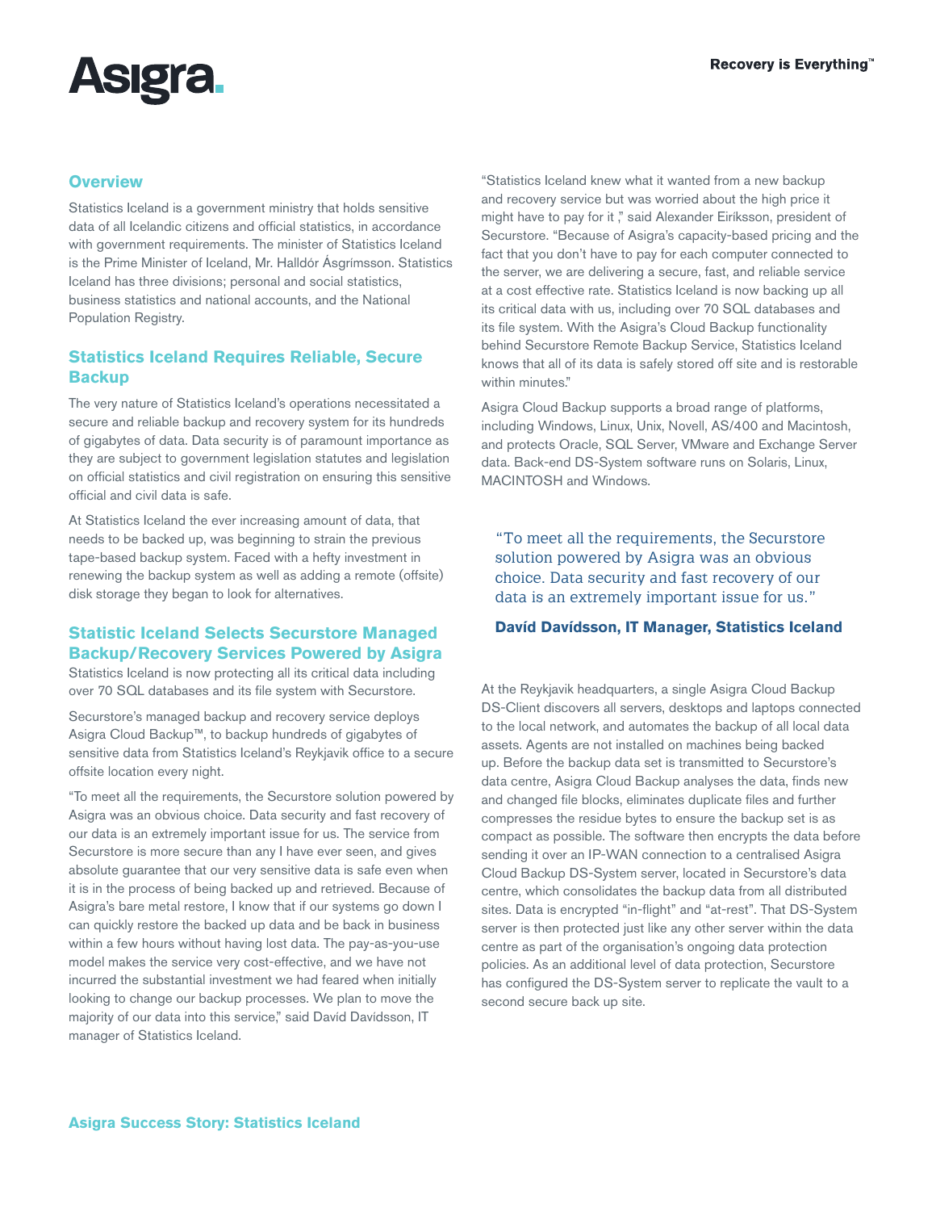## Overview

Statistics Iceland is a government ministry that holds sensitive data of all Icelandic citizens and official statistics, in accordance with government requirements. The minister of Statistics Iceland is the Prime Minister of Iceland, Mr. Halldór Ásgrímsson. Statistics Iceland has three divisions; personal and social statistics, business statistics and national accounts, and the National Population Registry.

## Statistics Iceland Requires Reliable, Secure Backup

The very nature of Statistics Iceland's operations necessitated a secure and reliable backup and recovery system for its hundreds of gigabytes of data. Data security is of paramount importance as they are subject to government legislation statutes and legislation on official statistics and civil registration on ensuring this sensitive official and civil data is safe.

At Statistics Iceland the ever increasing amount of data, that needs to be backed up, was beginning to strain the previous tape-based backup system. Faced with a hefty investment in renewing the backup system as well as adding a remote (offsite) disk storage they began to look for alternatives.

## Statistic Iceland Selects Securstore Managed Backup/Recovery Services Powered by Asigra

Statistics Iceland is now protecting all its critical data including over 70 SQL databases and its file system with Securstore.

Securstore's managed backup and recovery service deploys Asigra Cloud Backup™, to backup hundreds of gigabytes of sensitive data from Statistics Iceland's Reykjavik office to a secure offsite location every night.

"To meet all the requirements, the Securstore solution powered by Asigra was an obvious choice. Data security and fast recovery of our data is an extremely important issue for us. The service from Securstore is more secure than any I have ever seen, and gives absolute guarantee that our very sensitive data is safe even when it is in the process of being backed up and retrieved. Because of Asigra's bare metal restore, I know that if our systems go down I can quickly restore the backed up data and be back in business within a few hours without having lost data. The pay-as-you-use model makes the service very cost-effective, and we have not incurred the substantial investment we had feared when initially looking to change our backup processes. We plan to move the majority of our data into this service," said Davíd Davídsson, IT manager of Statistics Iceland.

"Statistics Iceland knew what it wanted from a new backup and recovery service but was worried about the high price it might have to pay for it ," said Alexander Eiríksson, president of Securstore. "Because of Asigra's capacity-based pricing and the fact that you don't have to pay for each computer connected to the server, we are delivering a secure, fast, and reliable service at a cost effective rate. Statistics Iceland is now backing up all its critical data with us, including over 70 SQL databases and its file system. With the Asigra's Cloud Backup functionality behind Securstore Remote Backup Service, Statistics Iceland knows that all of its data is safely stored off site and is restorable within minutes."

Asigra Cloud Backup supports a broad range of platforms, including Windows, Linux, Unix, Novell, AS/400 and Macintosh, and protects Oracle, SQL Server, VMware and Exchange Server data. Back-end DS-System software runs on Solaris, Linux, MACINTOSH and Windows.

> "To meet all the requirements, the Securstore solution powered by Asigra was an obvious choice. Data security and fast recovery of our data is an extremely important issue for us."
>
> **Davíd Davídsson, IT Manager, Statistics Iceland**

At the Reykjavik headquarters, a single Asigra Cloud Backup DS-Client discovers all servers, desktops and laptops connected to the local network, and automates the backup of all local data assets. Agents are not installed on machines being backed up. Before the backup data set is transmitted to Securstore's data centre, Asigra Cloud Backup analyses the data, finds new and changed file blocks, eliminates duplicate files and further compresses the residue bytes to ensure the backup set is as compact as possible. The software then encrypts the data before sending it over an IP-WAN connection to a centralised Asigra Cloud Backup DS-System server, located in Securstore's data centre, which consolidates the backup data from all distributed sites. Data is encrypted "in-flight" and "at-rest". That DS-System server is then protected just like any other server within the data centre as part of the organisation's ongoing data protection policies. As an additional level of data protection, Securstore has configured the DS-System server to replicate the vault to a second secure back up site.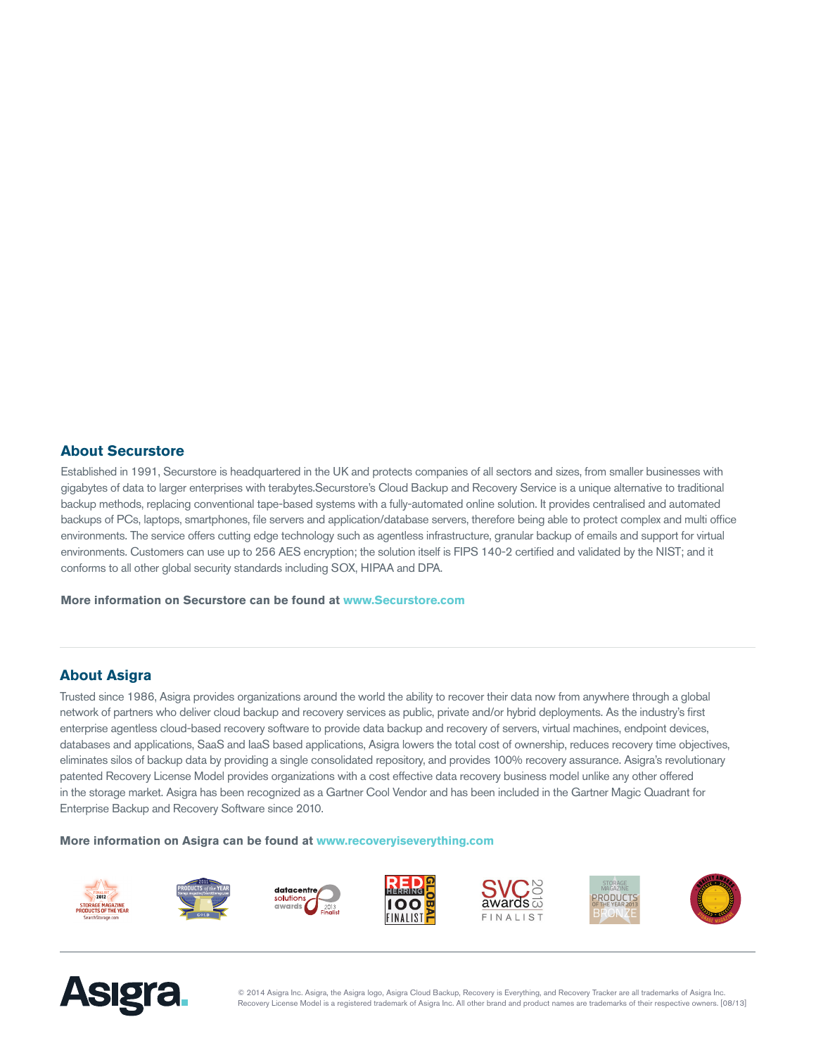## About Securstore

Established in 1991, Securstore is headquartered in the UK and protects companies of all sectors and sizes, from smaller businesses with gigabytes of data to larger enterprises with terabytes.Securstore's Cloud Backup and Recovery Service is a unique alternative to traditional backup methods, replacing conventional tape-based systems with a fully-automated online solution. It provides centralised and automated backups of PCs, laptops, smartphones, file servers and application/database servers, therefore being able to protect complex and multi office environments. The service offers cutting edge technology such as agentless infrastructure, granular backup of emails and support for virtual environments. Customers can use up to 256 AES encryption; the solution itself is FIPS 140-2 certified and validated by the NIST; and it conforms to all other global security standards including SOX, HIPAA and DPA.

**More information on Securstore can be found at www.Securstore.com**

## About Asigra

Trusted since 1986, Asigra provides organizations around the world the ability to recover their data now from anywhere through a global network of partners who deliver cloud backup and recovery services as public, private and/or hybrid deployments. As the industry's first enterprise agentless cloud-based recovery software to provide data backup and recovery of servers, virtual machines, endpoint devices, databases and applications, SaaS and IaaS based applications, Asigra lowers the total cost of ownership, reduces recovery time objectives, eliminates silos of backup data by providing a single consolidated repository, and provides 100% recovery assurance. Asigra's revolutionary patented Recovery License Model provides organizations with a cost effective data recovery business model unlike any other offered in the storage market. Asigra has been recognized as a Gartner Cool Vendor and has been included in the Gartner Magic Quadrant for Enterprise Backup and Recovery Software since 2010.

**More information on Asigra can be found at www.recoveryiseverything.com**

© 2014 Asigra Inc. Asigra, the Asigra logo, Asigra Cloud Backup, Recovery is Everything, and Recovery Tracker are all trademarks of Asigra Inc. Recovery License Model is a registered trademark of Asigra Inc. All other brand and product names are trademarks of their respective owners. [08/13]